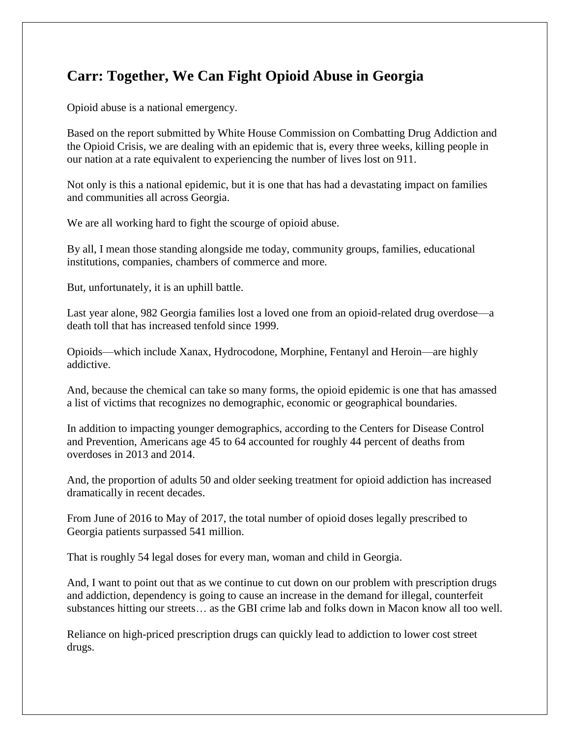## Carr: Together, We Can Fight Opioid Abuse in Georgia

Opioid abuse is a national emergency.

Based on the report submitted by White House Commission on Combatting Drug Addiction and the Opioid Crisis, we are dealing with an epidemic that is, every three weeks, killing people in our nation at a rate equivalent to experiencing the number of lives lost on 911.

Not only is this a national epidemic, but it is one that has had a devastating impact on families and communities all across Georgia.

We are all working hard to fight the scourge of opioid abuse.

By all, I mean those standing alongside me today, community groups, families, educational institutions, companies, chambers of commerce and more.

But, unfortunately, it is an uphill battle.

Last year alone, 982 Georgia families lost a loved one from an opioid-related drug overdose—a death toll that has increased tenfold since 1999.

Opioids—which include Xanax, Hydrocodone, Morphine, Fentanyl and Heroin—are highly addictive.

And, because the chemical can take so many forms, the opioid epidemic is one that has amassed a list of victims that recognizes no demographic, economic or geographical boundaries.

In addition to impacting younger demographics, according to the Centers for Disease Control and Prevention, Americans age 45 to 64 accounted for roughly 44 percent of deaths from overdoses in 2013 and 2014.

And, the proportion of adults 50 and older seeking treatment for opioid addiction has increased dramatically in recent decades.

From June of 2016 to May of 2017, the total number of opioid doses legally prescribed to Georgia patients surpassed 541 million.

That is roughly 54 legal doses for every man, woman and child in Georgia.

And, I want to point out that as we continue to cut down on our problem with prescription drugs and addiction, dependency is going to cause an increase in the demand for illegal, counterfeit substances hitting our streets… as the GBI crime lab and folks down in Macon know all too well.

Reliance on high-priced prescription drugs can quickly lead to addiction to lower cost street drugs.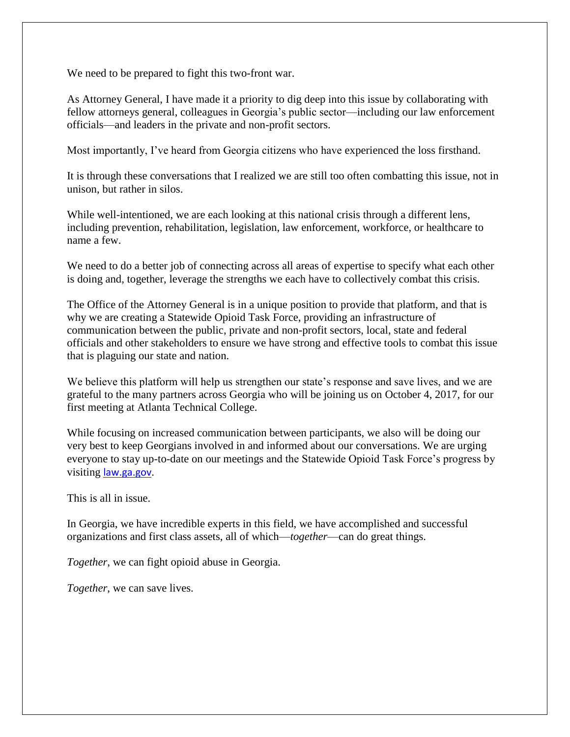We need to be prepared to fight this two-front war.

As Attorney General, I have made it a priority to dig deep into this issue by collaborating with fellow attorneys general, colleagues in Georgia's public sector—including our law enforcement officials—and leaders in the private and non-profit sectors.

Most importantly, I've heard from Georgia citizens who have experienced the loss firsthand.

It is through these conversations that I realized we are still too often combatting this issue, not in unison, but rather in silos.

While well-intentioned, we are each looking at this national crisis through a different lens, including prevention, rehabilitation, legislation, law enforcement, workforce, or healthcare to name a few.

We need to do a better job of connecting across all areas of expertise to specify what each other is doing and, together, leverage the strengths we each have to collectively combat this crisis.

The Office of the Attorney General is in a unique position to provide that platform, and that is why we are creating a Statewide Opioid Task Force, providing an infrastructure of communication between the public, private and non-profit sectors, local, state and federal officials and other stakeholders to ensure we have strong and effective tools to combat this issue that is plaguing our state and nation.

We believe this platform will help us strengthen our state's response and save lives, and we are grateful to the many partners across Georgia who will be joining us on October 4, 2017, for our first meeting at Atlanta Technical College.

While focusing on increased communication between participants, we also will be doing our very best to keep Georgians involved in and informed about our conversations. We are urging everyone to stay up-to-date on our meetings and the Statewide Opioid Task Force's progress by visiting law.ga.gov.

This is all in issue.

In Georgia, we have incredible experts in this field, we have accomplished and successful organizations and first class assets, all of which—*together*—can do great things.

*Together*, we can fight opioid abuse in Georgia.

*Together*, we can save lives.